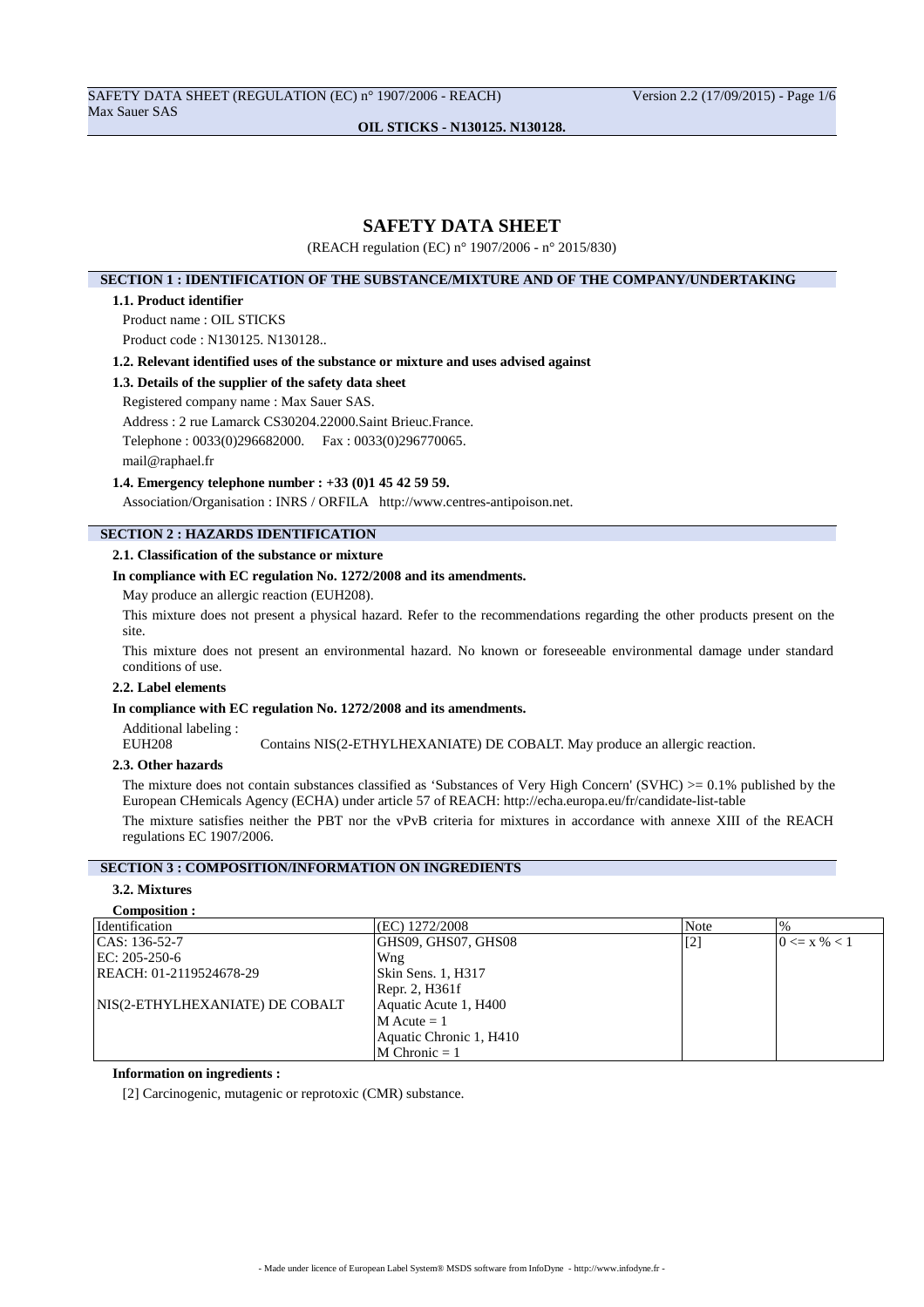# SAFETY DATA SHEET

(REACH regulation (EC) n° 1907/2006 - n° 2015/830)

## SECTION 1 : IDENTIFICATION OF THE SUBSTANCE/MIXTURE AND OF THE COMPANY/UNDERTAKING

### 1.1. Product identifier

Product name : OIL STICKS

Product code : N130125. N130128..

### 1.2. Relevant identified uses of the substance or mixture and uses advised against

### 1.3. Details of the supplier of the safety data sheet

Registered company name : Max Sauer SAS.

Address : 2 rue Lamarck CS30204.22000.Saint Brieuc.France.

Telephone : 0033(0)296682000. Fax : 0033(0)296770065.

mail@raphael.fr

### 1.4. Emergency telephone number : +33 (0)1 45 42 59 59.

Association/Organisation : INRS / ORFILA http://www.centres-antipoison.net.

## SECTION 2 : HAZARDS IDENTIFICATION

### 2.1. Classification of the substance or mixture

**In compliance with EC regulation No. 1272/2008 and its amendments.**

May produce an allergic reaction (EUH208).

This mixture does not present a physical hazard. Refer to the recommendations regarding the other products present on the site.

This mixture does not present an environmental hazard. No known or foreseeable environmental damage under standard conditions of use.

### 2.2. Label elements

**In compliance with EC regulation No. 1272/2008 and its amendments.**

Additional labeling :

EUH208 Contains NIS(2-ETHYLHEXANIATE) DE COBALT. May produce an allergic reaction.

### 2.3. Other hazards

The mixture does not contain substances classified as 'Substances of Very High Concern' (SVHC) >= 0.1% published by the European CHemicals Agency (ECHA) under article 57 of REACH: http://echa.europa.eu/fr/candidate-list-table

The mixture satisfies neither the PBT nor the vPvB criteria for mixtures in accordance with annexe XIII of the REACH regulations EC 1907/2006.

## SECTION 3 : COMPOSITION/INFORMATION ON INGREDIENTS

### 3.2. Mixtures

**Composition :**

| Identification | (EC) 1272/2008 | Note | % |
|---|---|---|---|
| CAS: 136-52-7<br>EC: 205-250-6<br>REACH: 01-2119524678-29<br><br>NIS(2-ETHYLHEXANIATE) DE COBALT | GHS09, GHS07, GHS08<br>Wng<br>Skin Sens. 1, H317<br>Repr. 2, H361f<br>Aquatic Acute 1, H400<br>M Acute = 1<br>Aquatic Chronic 1, H410<br>M Chronic = 1 | [2] | 0 <= x % < 1 |

**Information on ingredients :**

[2] Carcinogenic, mutagenic or reprotoxic (CMR) substance.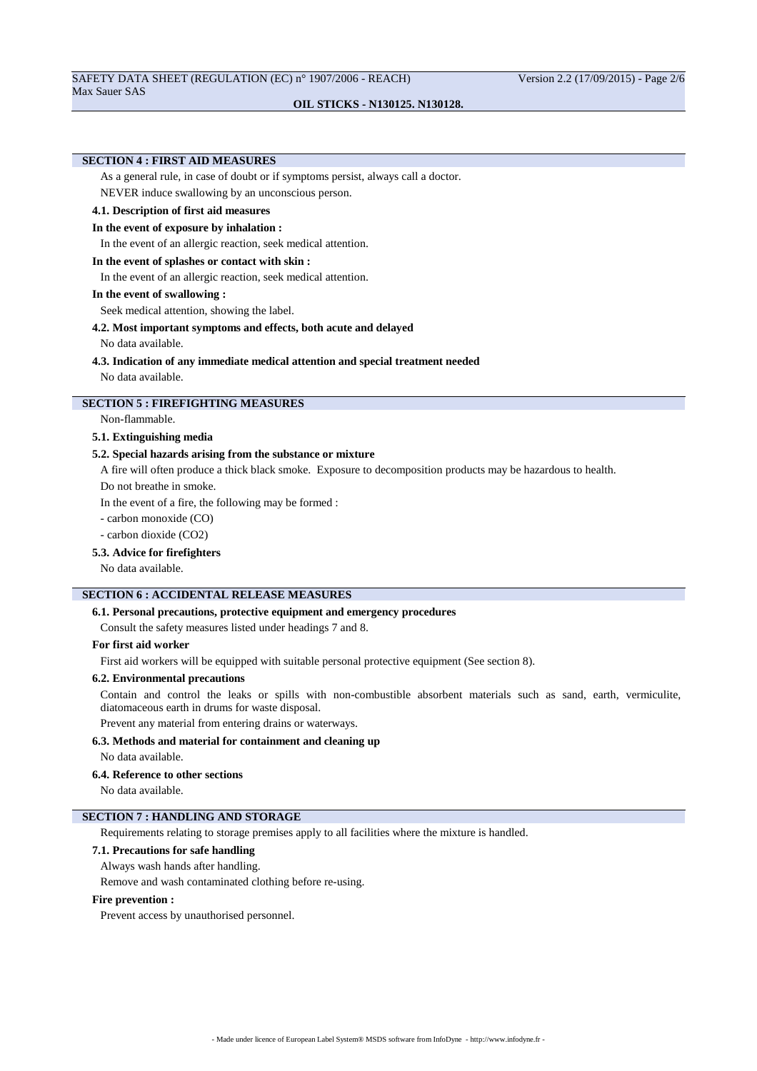## SECTION 4 : FIRST AID MEASURES

As a general rule, in case of doubt or if symptoms persist, always call a doctor.

NEVER induce swallowing by an unconscious person.

### 4.1. Description of first aid measures

**In the event of exposure by inhalation :**

In the event of an allergic reaction, seek medical attention.

**In the event of splashes or contact with skin :**

In the event of an allergic reaction, seek medical attention.

**In the event of swallowing :**

Seek medical attention, showing the label.

### 4.2. Most important symptoms and effects, both acute and delayed

No data available.

### 4.3. Indication of any immediate medical attention and special treatment needed

No data available.

## SECTION 5 : FIREFIGHTING MEASURES

Non-flammable.

### 5.1. Extinguishing media

### 5.2. Special hazards arising from the substance or mixture

A fire will often produce a thick black smoke. Exposure to decomposition products may be hazardous to health.

Do not breathe in smoke.

In the event of a fire, the following may be formed :

- carbon monoxide (CO)
- carbon dioxide ($CO_2$)

### 5.3. Advice for firefighters

No data available.

## SECTION 6 : ACCIDENTAL RELEASE MEASURES

### 6.1. Personal precautions, protective equipment and emergency procedures

Consult the safety measures listed under headings 7 and 8.

**For first aid worker**

First aid workers will be equipped with suitable personal protective equipment (See section 8).

### 6.2. Environmental precautions

Contain and control the leaks or spills with non-combustible absorbent materials such as sand, earth, vermiculite, diatomaceous earth in drums for waste disposal.

Prevent any material from entering drains or waterways.

### 6.3. Methods and material for containment and cleaning up

No data available.

### 6.4. Reference to other sections

No data available.

## SECTION 7 : HANDLING AND STORAGE

Requirements relating to storage premises apply to all facilities where the mixture is handled.

### 7.1. Precautions for safe handling

Always wash hands after handling.

Remove and wash contaminated clothing before re-using.

**Fire prevention :**

Prevent access by unauthorised personnel.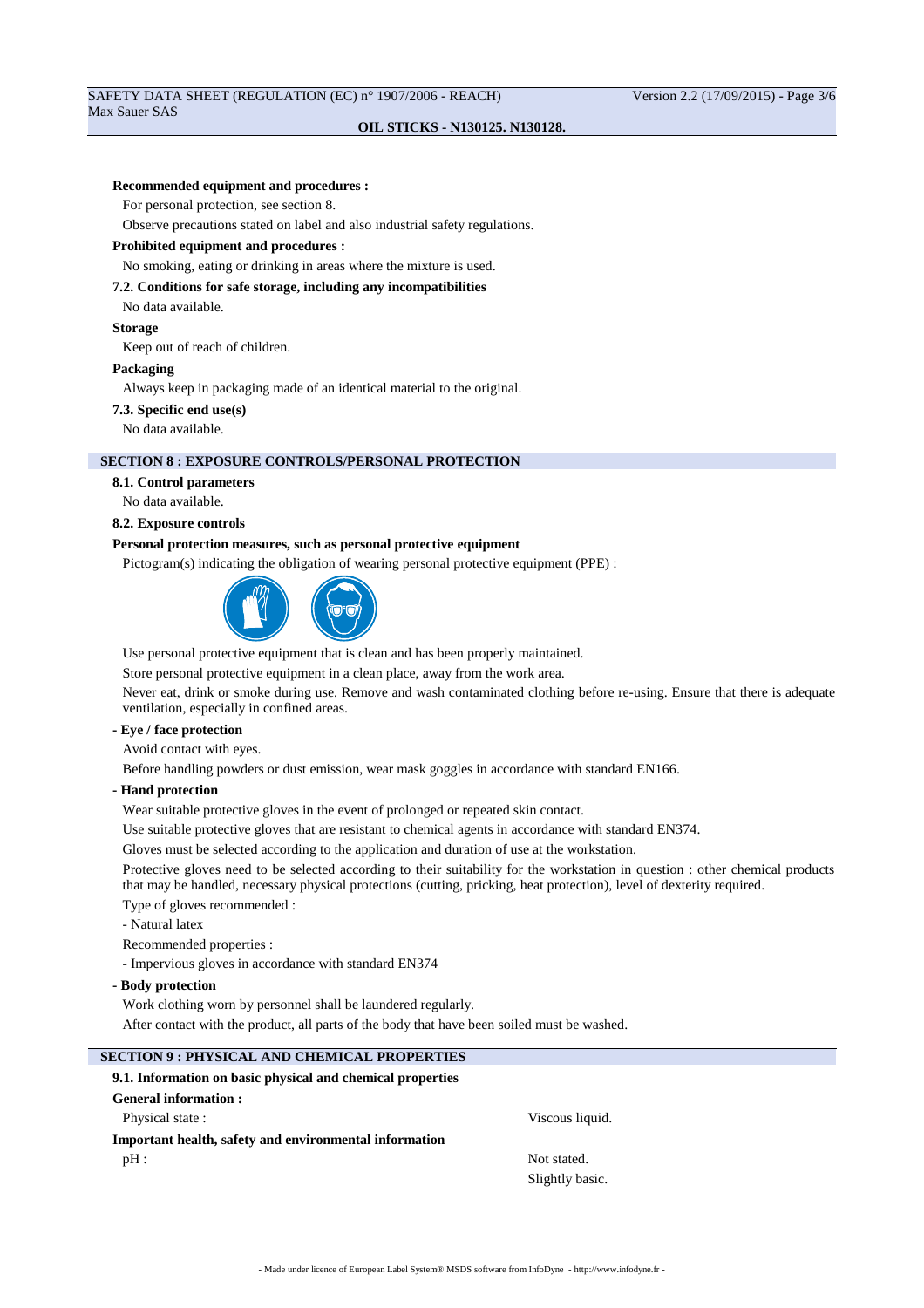**Recommended equipment and procedures :**

For personal protection, see section 8.

Observe precautions stated on label and also industrial safety regulations.

**Prohibited equipment and procedures :**

No smoking, eating or drinking in areas where the mixture is used.

**7.2. Conditions for safe storage, including any incompatibilities**

No data available.

**Storage**

Keep out of reach of children.

**Packaging**

Always keep in packaging made of an identical material to the original.

**7.3. Specific end use(s)**

No data available.

## SECTION 8 : EXPOSURE CONTROLS/PERSONAL PROTECTION

**8.1. Control parameters**

No data available.

**8.2. Exposure controls**

**Personal protection measures, such as personal protective equipment**

Pictogram(s) indicating the obligation of wearing personal protective equipment (PPE) :

Use personal protective equipment that is clean and has been properly maintained.

Store personal protective equipment in a clean place, away from the work area.

Never eat, drink or smoke during use. Remove and wash contaminated clothing before re-using. Ensure that there is adequate ventilation, especially in confined areas.

**- Eye / face protection**

Avoid contact with eyes.

Before handling powders or dust emission, wear mask goggles in accordance with standard EN166.

**- Hand protection**

Wear suitable protective gloves in the event of prolonged or repeated skin contact.

Use suitable protective gloves that are resistant to chemical agents in accordance with standard EN374.

Gloves must be selected according to the application and duration of use at the workstation.

Protective gloves need to be selected according to their suitability for the workstation in question : other chemical products that may be handled, necessary physical protections (cutting, pricking, heat protection), level of dexterity required.

Type of gloves recommended :

- Natural latex

Recommended properties :

- Impervious gloves in accordance with standard EN374

**- Body protection**

Work clothing worn by personnel shall be laundered regularly.

After contact with the product, all parts of the body that have been soiled must be washed.

## SECTION 9 : PHYSICAL AND CHEMICAL PROPERTIES

**9.1. Information on basic physical and chemical properties**

**General information :**

Physical state : Viscous liquid.

**Important health, safety and environmental information**

pH : Not stated.
Slightly basic.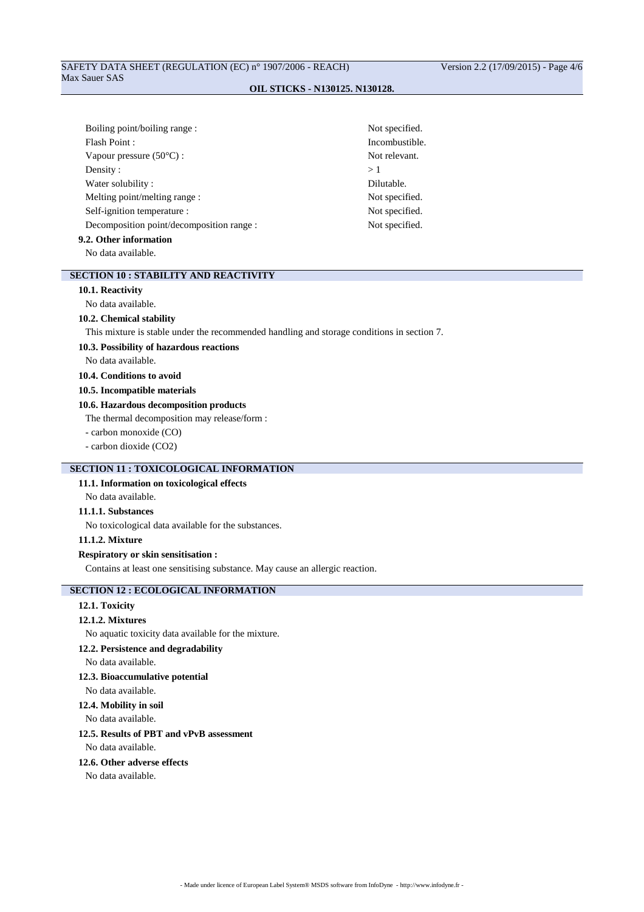| | |
|---|---|
| Boiling point/boiling range : | Not specified. |
| Flash Point : | Incombustible. |
| Vapour pressure (50°C) : | Not relevant. |
| Density : | > 1 |
| Water solubility : | Dilutable. |
| Melting point/melting range : | Not specified. |
| Self-ignition temperature : | Not specified. |
| Decomposition point/decomposition range : | Not specified. |

### 9.2. Other information

No data available.

## SECTION 10 : STABILITY AND REACTIVITY

### 10.1. Reactivity

No data available.

### 10.2. Chemical stability

This mixture is stable under the recommended handling and storage conditions in section 7.

### 10.3. Possibility of hazardous reactions

No data available.

### 10.4. Conditions to avoid

### 10.5. Incompatible materials

### 10.6. Hazardous decomposition products

The thermal decomposition may release/form :

- carbon monoxide (CO)
- carbon dioxide ($CO_2$)

## SECTION 11 : TOXICOLOGICAL INFORMATION

### 11.1. Information on toxicological effects

No data available.

#### 11.1.1. Substances

No toxicological data available for the substances.

#### 11.1.2. Mixture

**Respiratory or skin sensitisation :**

Contains at least one sensitising substance. May cause an allergic reaction.

## SECTION 12 : ECOLOGICAL INFORMATION

### 12.1. Toxicity

#### 12.1.2. Mixtures

No aquatic toxicity data available for the mixture.

### 12.2. Persistence and degradability

No data available.

### 12.3. Bioaccumulative potential

No data available.

### 12.4. Mobility in soil

No data available.

### 12.5. Results of PBT and vPvB assessment

No data available.

### 12.6. Other adverse effects

No data available.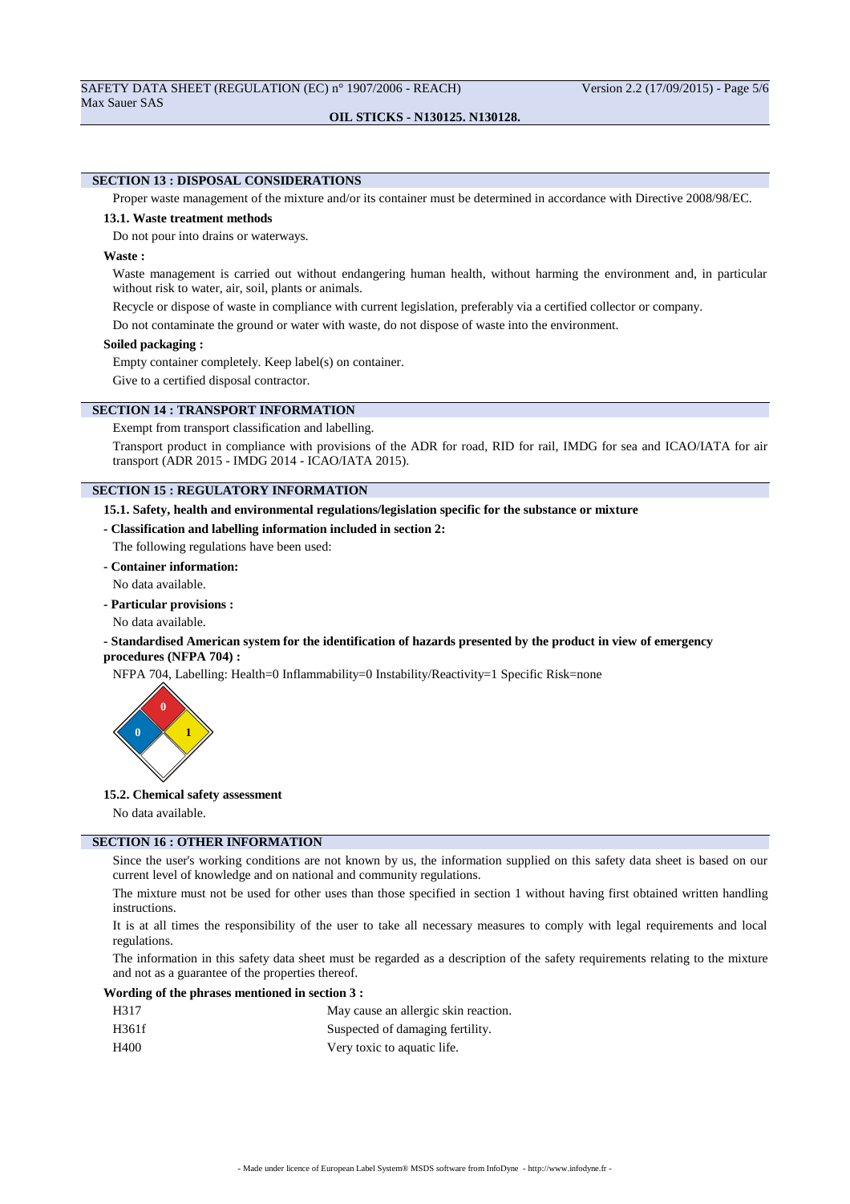## SECTION 13 : DISPOSAL CONSIDERATIONS

Proper waste management of the mixture and/or its container must be determined in accordance with Directive 2008/98/EC.

### 13.1. Waste treatment methods

Do not pour into drains or waterways.

**Waste :**

Waste management is carried out without endangering human health, without harming the environment and, in particular without risk to water, air, soil, plants or animals.

Recycle or dispose of waste in compliance with current legislation, preferably via a certified collector or company.

Do not contaminate the ground or water with waste, do not dispose of waste into the environment.

**Soiled packaging :**

Empty container completely. Keep label(s) on container.

Give to a certified disposal contractor.

## SECTION 14 : TRANSPORT INFORMATION

Exempt from transport classification and labelling.

Transport product in compliance with provisions of the ADR for road, RID for rail, IMDG for sea and ICAO/IATA for air transport (ADR 2015 - IMDG 2014 - ICAO/IATA 2015).

## SECTION 15 : REGULATORY INFORMATION

### 15.1. Safety, health and environmental regulations/legislation specific for the substance or mixture

**- Classification and labelling information included in section 2:**

The following regulations have been used:

**- Container information:**

No data available.

**- Particular provisions :**

No data available.

**- Standardised American system for the identification of hazards presented by the product in view of emergency procedures (NFPA 704) :**

NFPA 704, Labelling: Health=0 Inflammability=0 Instability/Reactivity=1 Specific Risk=none

### 15.2. Chemical safety assessment

No data available.

## SECTION 16 : OTHER INFORMATION

Since the user's working conditions are not known by us, the information supplied on this safety data sheet is based on our current level of knowledge and on national and community regulations.

The mixture must not be used for other uses than those specified in section 1 without having first obtained written handling instructions.

It is at all times the responsibility of the user to take all necessary measures to comply with legal requirements and local regulations.

The information in this safety data sheet must be regarded as a description of the safety requirements relating to the mixture and not as a guarantee of the properties thereof.

**Wording of the phrases mentioned in section 3 :**

| | |
|---|---|
| H317 | May cause an allergic skin reaction. |
| H361f | Suspected of damaging fertility. |
| H400 | Very toxic to aquatic life. |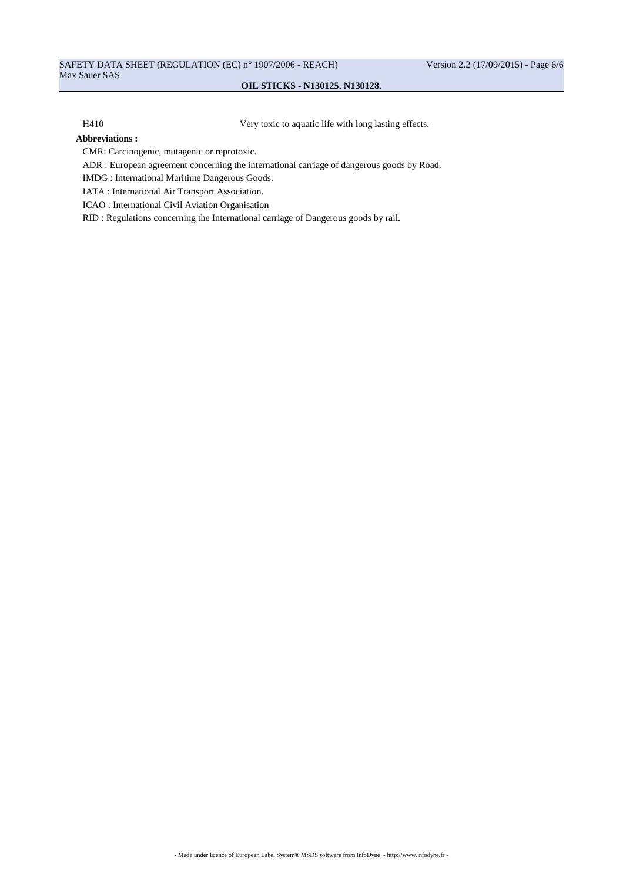H410 Very toxic to aquatic life with long lasting effects.

**Abbreviations :**

CMR: Carcinogenic, mutagenic or reprotoxic.

ADR : European agreement concerning the international carriage of dangerous goods by Road.

IMDG : International Maritime Dangerous Goods.

IATA : International Air Transport Association.

ICAO : International Civil Aviation Organisation

RID : Regulations concerning the International carriage of Dangerous goods by rail.